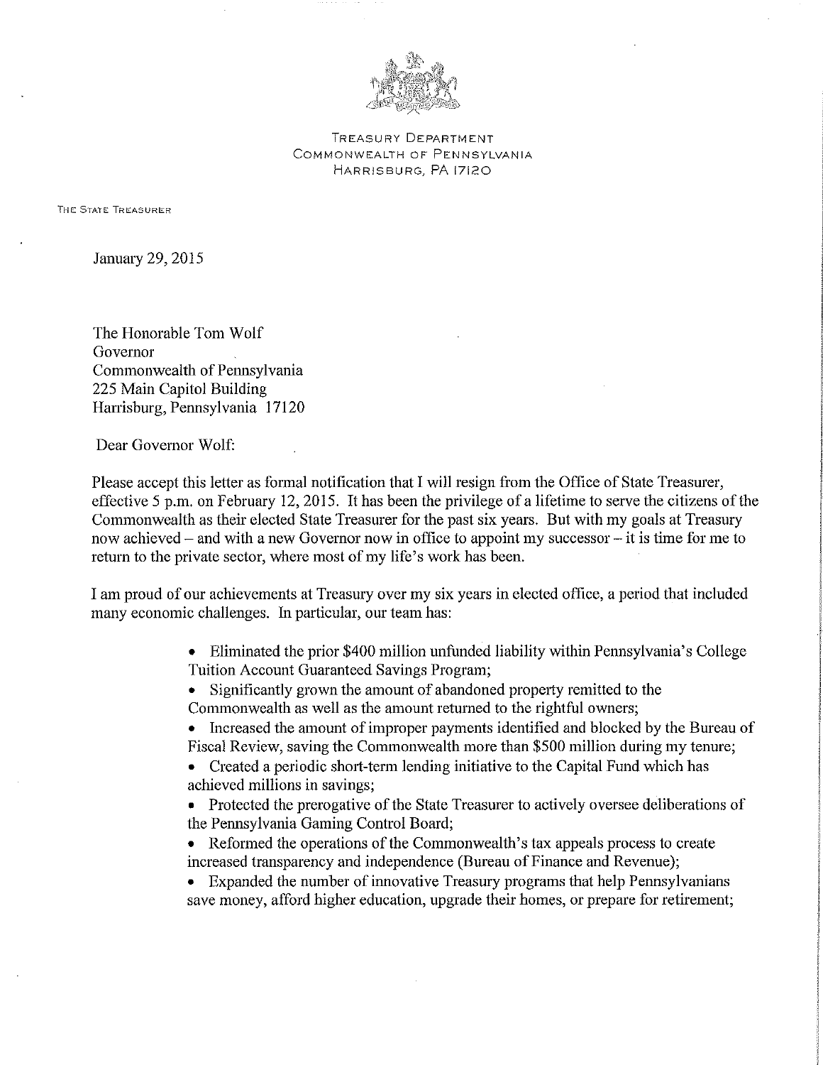TREASURY DEPARTMENT
COMMONWEALTH OF PENNSYLVANIA
HARRISBURG, PA 17120

THE STATE TREASURER

January 29, 2015

The Honorable Tom Wolf
Governor
Commonwealth of Pennsylvania
225 Main Capitol Building
Harrisburg, Pennsylvania 17120

Dear Governor Wolf:

Please accept this letter as formal notification that I will resign from the Office of State Treasurer, effective 5 p.m. on February 12, 2015. It has been the privilege of a lifetime to serve the citizens of the Commonwealth as their elected State Treasurer for the past six years. But with my goals at Treasury now achieved – and with a new Governor now in office to appoint my successor – it is time for me to return to the private sector, where most of my life's work has been.

I am proud of our achievements at Treasury over my six years in elected office, a period that included many economic challenges. In particular, our team has:

- Eliminated the prior $400 million unfunded liability within Pennsylvania's College Tuition Account Guaranteed Savings Program;
- Significantly grown the amount of abandoned property remitted to the Commonwealth as well as the amount returned to the rightful owners;
- Increased the amount of improper payments identified and blocked by the Bureau of Fiscal Review, saving the Commonwealth more than $500 million during my tenure;
- Created a periodic short-term lending initiative to the Capital Fund which has achieved millions in savings;
- Protected the prerogative of the State Treasurer to actively oversee deliberations of the Pennsylvania Gaming Control Board;
- Reformed the operations of the Commonwealth's tax appeals process to create increased transparency and independence (Bureau of Finance and Revenue);
- Expanded the number of innovative Treasury programs that help Pennsylvanians save money, afford higher education, upgrade their homes, or prepare for retirement;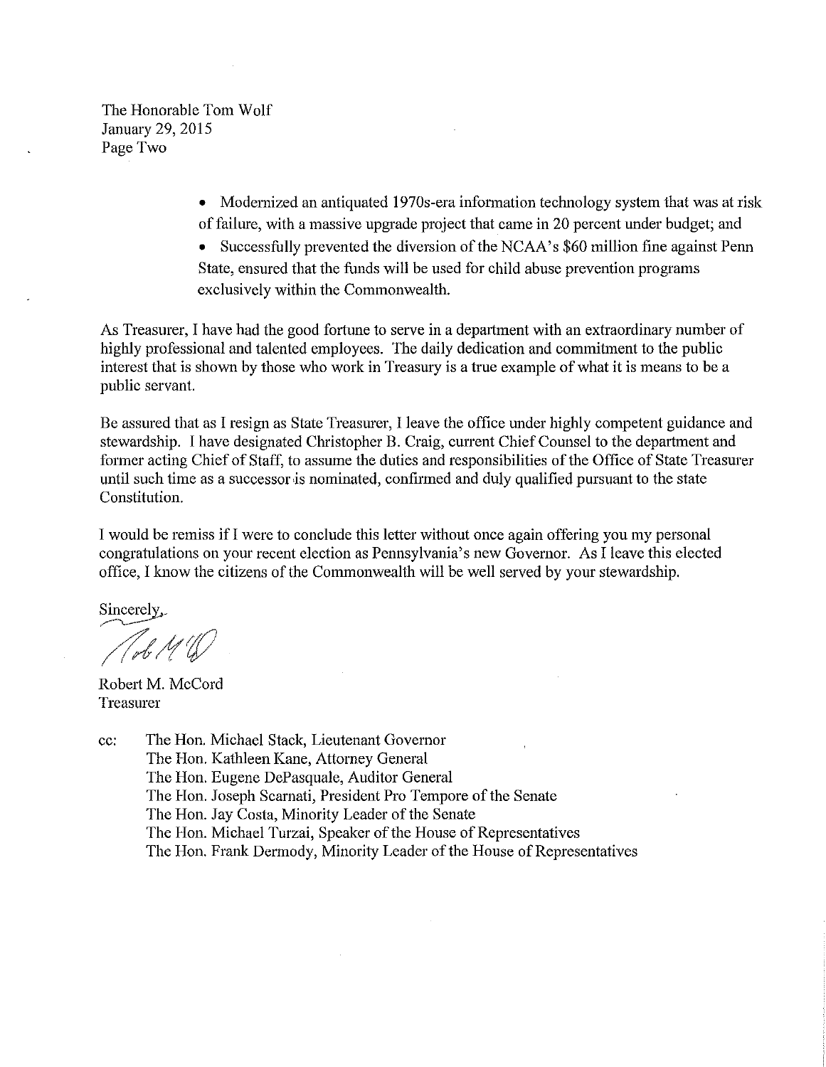The Honorable Tom Wolf
January 29, 2015
Page Two

- Modernized an antiquated 1970s-era information technology system that was at risk of failure, with a massive upgrade project that came in 20 percent under budget; and
- Successfully prevented the diversion of the NCAA's $60 million fine against Penn State, ensured that the funds will be used for child abuse prevention programs exclusively within the Commonwealth.

As Treasurer, I have had the good fortune to serve in a department with an extraordinary number of highly professional and talented employees. The daily dedication and commitment to the public interest that is shown by those who work in Treasury is a true example of what it is means to be a public servant.

Be assured that as I resign as State Treasurer, I leave the office under highly competent guidance and stewardship. I have designated Christopher B. Craig, current Chief Counsel to the department and former acting Chief of Staff, to assume the duties and responsibilities of the Office of State Treasurer until such time as a successor is nominated, confirmed and duly qualified pursuant to the state Constitution.

I would be remiss if I were to conclude this letter without once again offering you my personal congratulations on your recent election as Pennsylvania's new Governor. As I leave this elected office, I know the citizens of the Commonwealth will be well served by your stewardship.

Sincerely,

Robert M. McCord
Treasurer

cc: The Hon. Michael Stack, Lieutenant Governor
The Hon. Kathleen Kane, Attorney General
The Hon. Eugene DePasquale, Auditor General
The Hon. Joseph Scarnati, President Pro Tempore of the Senate
The Hon. Jay Costa, Minority Leader of the Senate
The Hon. Michael Turzai, Speaker of the House of Representatives
The Hon. Frank Dermody, Minority Leader of the House of Representatives